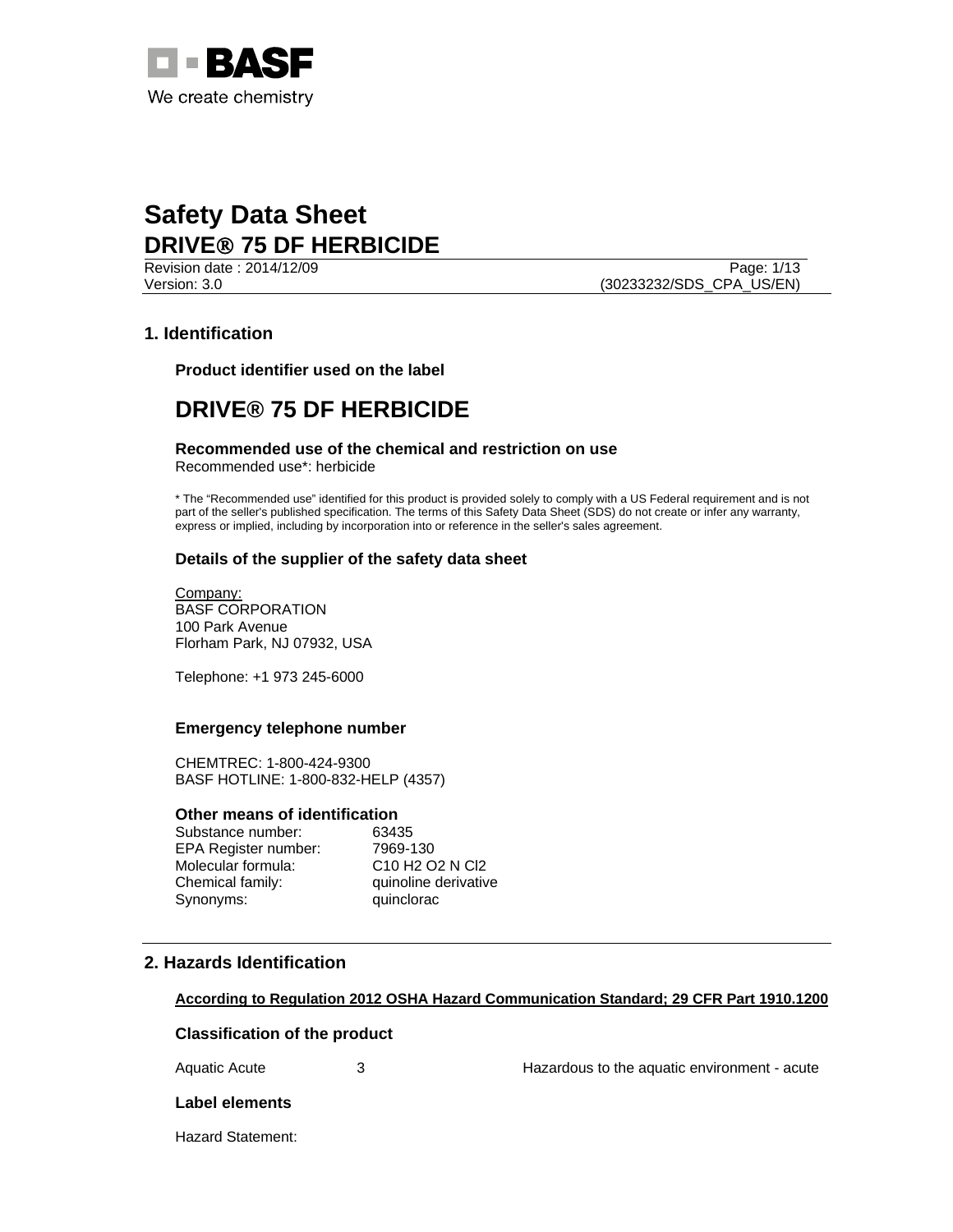# Safety Data Sheet

## DRIVE® 75 DF HERBICIDE

Revision date : 2014/12/09
Version: 3.0
(30233232/SDS_CPA_US/EN)

## 1. Identification

### Product identifier used on the label

## DRIVE® 75 DF HERBICIDE

### Recommended use of the chemical and restriction on use

Recommended use*: herbicide

* The "Recommended use" identified for this product is provided solely to comply with a US Federal requirement and is not part of the seller's published specification. The terms of this Safety Data Sheet (SDS) do not create or infer any warranty, express or implied, including by incorporation into or reference in the seller's sales agreement.

### Details of the supplier of the safety data sheet

Company:
BASF CORPORATION
100 Park Avenue
Florham Park, NJ 07932, USA

Telephone: +1 973 245-6000

### Emergency telephone number

CHEMTREC: 1-800-424-9300
BASF HOTLINE: 1-800-832-HELP (4357)

### Other means of identification

| | |
|---|---|
| Substance number: | 63435 |
| EPA Register number: | 7969-130 |
| Molecular formula: | $C_{10} H_2 O_2 N Cl_2$ |
| Chemical family: | quinoline derivative |
| Synonyms: | quinclorac |

## 2. Hazards Identification

**According to Regulation 2012 OSHA Hazard Communication Standard; 29 CFR Part 1910.1200**

### Classification of the product

| | | |
|---|---|---|
| Aquatic Acute | 3 | Hazardous to the aquatic environment - acute |

### Label elements

Hazard Statement: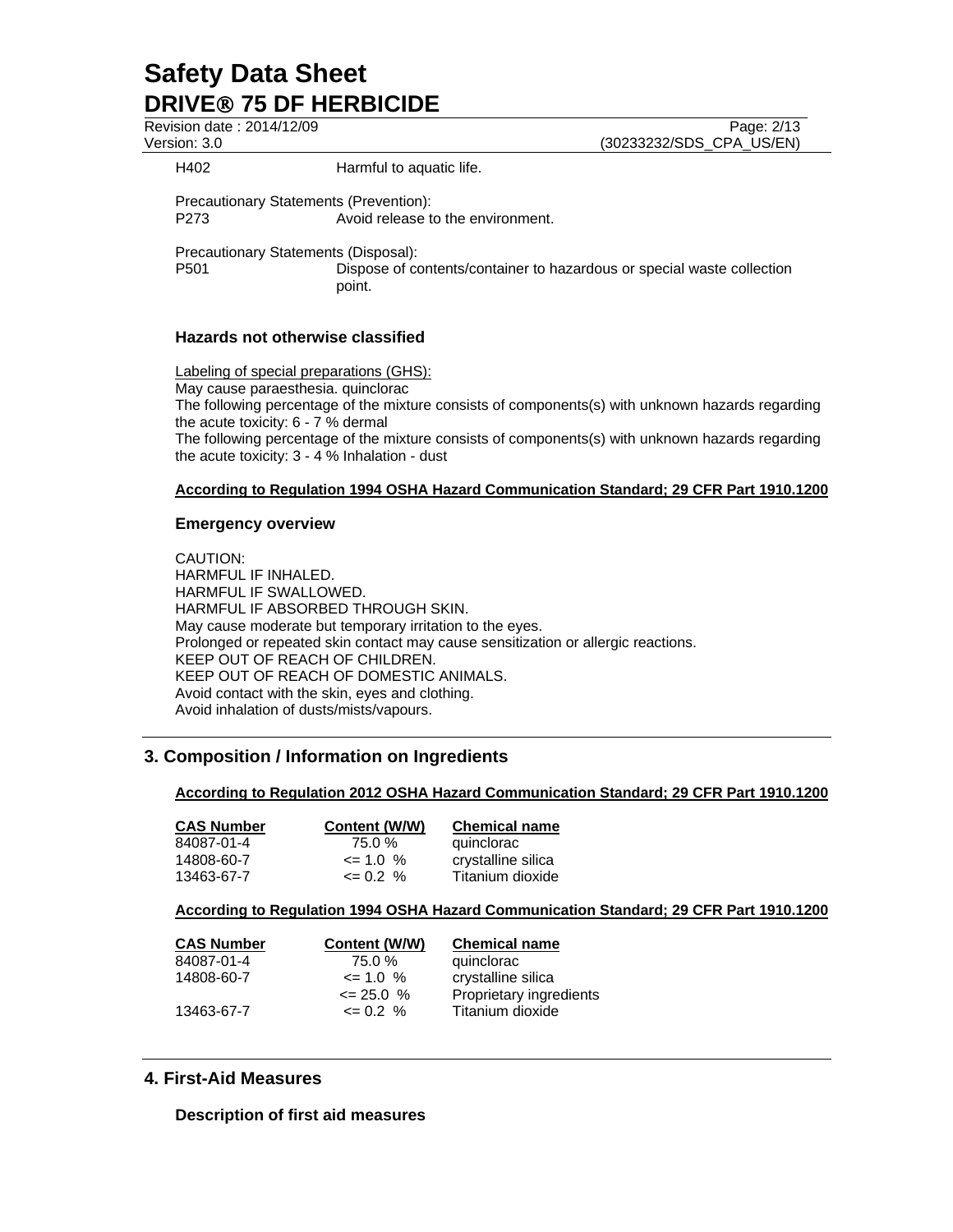| | |
|---|---|
| H402 | Harmful to aquatic life. |

Precautionary Statements (Prevention):

| | |
|---|---|
| P273 | Avoid release to the environment. |

Precautionary Statements (Disposal):

| | |
|---|---|
| P501 | Dispose of contents/container to hazardous or special waste collection point. |

### Hazards not otherwise classified

Labeling of special preparations (GHS):

May cause paraesthesia. quinclorac

The following percentage of the mixture consists of components(s) with unknown hazards regarding the acute toxicity: 6 - 7 % dermal

The following percentage of the mixture consists of components(s) with unknown hazards regarding the acute toxicity: 3 - 4 % Inhalation - dust

**According to Regulation 1994 OSHA Hazard Communication Standard; 29 CFR Part 1910.1200**

### Emergency overview

CAUTION:
HARMFUL IF INHALED.
HARMFUL IF SWALLOWED.
HARMFUL IF ABSORBED THROUGH SKIN.
May cause moderate but temporary irritation to the eyes.
Prolonged or repeated skin contact may cause sensitization or allergic reactions.
KEEP OUT OF REACH OF CHILDREN.
KEEP OUT OF REACH OF DOMESTIC ANIMALS.
Avoid contact with the skin, eyes and clothing.
Avoid inhalation of dusts/mists/vapours.

## 3. Composition / Information on Ingredients

**According to Regulation 2012 OSHA Hazard Communication Standard; 29 CFR Part 1910.1200**

| CAS Number | Content (W/W) | Chemical name |
|---|---|---|
| 84087-01-4 | 75.0 % | quinclorac |
| 14808-60-7 | <= 1.0 % | crystalline silica |
| 13463-67-7 | <= 0.2 % | Titanium dioxide |

**According to Regulation 1994 OSHA Hazard Communication Standard; 29 CFR Part 1910.1200**

| CAS Number | Content (W/W) | Chemical name |
|---|---|---|
| 84087-01-4 | 75.0 % | quinclorac |
| 14808-60-7 | <= 1.0 % | crystalline silica |
| | <= 25.0 % | Proprietary ingredients |
| 13463-67-7 | <= 0.2 % | Titanium dioxide |

## 4. First-Aid Measures

### Description of first aid measures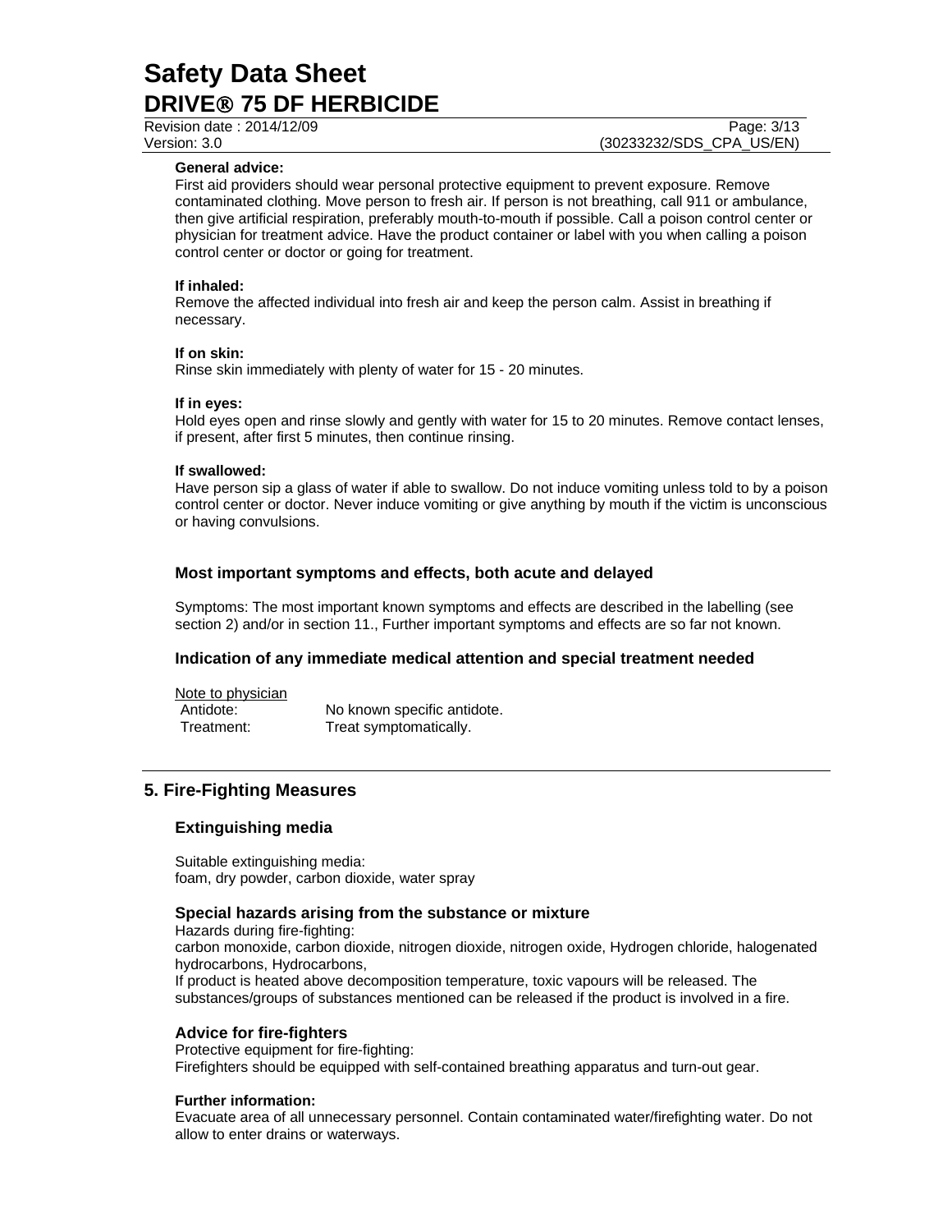**General advice:**

First aid providers should wear personal protective equipment to prevent exposure. Remove contaminated clothing. Move person to fresh air. If person is not breathing, call 911 or ambulance, then give artificial respiration, preferably mouth-to-mouth if possible. Call a poison control center or physician for treatment advice. Have the product container or label with you when calling a poison control center or doctor or going for treatment.

**If inhaled:**

Remove the affected individual into fresh air and keep the person calm. Assist in breathing if necessary.

**If on skin:**

Rinse skin immediately with plenty of water for 15 - 20 minutes.

**If in eyes:**

Hold eyes open and rinse slowly and gently with water for 15 to 20 minutes. Remove contact lenses, if present, after first 5 minutes, then continue rinsing.

**If swallowed:**

Have person sip a glass of water if able to swallow. Do not induce vomiting unless told to by a poison control center or doctor. Never induce vomiting or give anything by mouth if the victim is unconscious or having convulsions.

### Most important symptoms and effects, both acute and delayed

Symptoms: The most important known symptoms and effects are described in the labelling (see section 2) and/or in section 11., Further important symptoms and effects are so far not known.

### Indication of any immediate medical attention and special treatment needed

Note to physician

Antidote: No known specific antidote.

Treatment: Treat symptomatically.

## 5. Fire-Fighting Measures

### Extinguishing media

Suitable extinguishing media:
foam, dry powder, carbon dioxide, water spray

### Special hazards arising from the substance or mixture

Hazards during fire-fighting:
carbon monoxide, carbon dioxide, nitrogen dioxide, nitrogen oxide, Hydrogen chloride, halogenated hydrocarbons, Hydrocarbons,
If product is heated above decomposition temperature, toxic vapours will be released. The substances/groups of substances mentioned can be released if the product is involved in a fire.

### Advice for fire-fighters

Protective equipment for fire-fighting:
Firefighters should be equipped with self-contained breathing apparatus and turn-out gear.

**Further information:**

Evacuate area of all unnecessary personnel. Contain contaminated water/firefighting water. Do not allow to enter drains or waterways.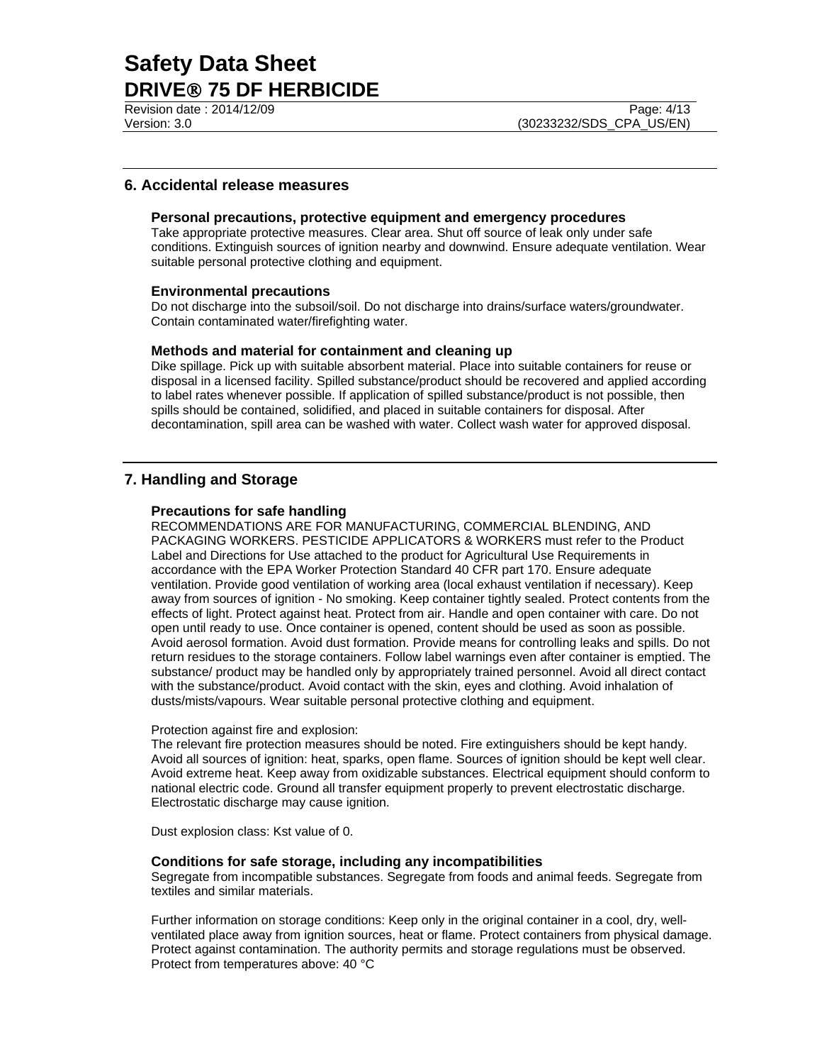## 6. Accidental release measures

### Personal precautions, protective equipment and emergency procedures

Take appropriate protective measures. Clear area. Shut off source of leak only under safe conditions. Extinguish sources of ignition nearby and downwind. Ensure adequate ventilation. Wear suitable personal protective clothing and equipment.

### Environmental precautions

Do not discharge into the subsoil/soil. Do not discharge into drains/surface waters/groundwater. Contain contaminated water/firefighting water.

### Methods and material for containment and cleaning up

Dike spillage. Pick up with suitable absorbent material. Place into suitable containers for reuse or disposal in a licensed facility. Spilled substance/product should be recovered and applied according to label rates whenever possible. If application of spilled substance/product is not possible, then spills should be contained, solidified, and placed in suitable containers for disposal. After decontamination, spill area can be washed with water. Collect wash water for approved disposal.

## 7. Handling and Storage

### Precautions for safe handling

RECOMMENDATIONS ARE FOR MANUFACTURING, COMMERCIAL BLENDING, AND PACKAGING WORKERS. PESTICIDE APPLICATORS & WORKERS must refer to the Product Label and Directions for Use attached to the product for Agricultural Use Requirements in accordance with the EPA Worker Protection Standard 40 CFR part 170. Ensure adequate ventilation. Provide good ventilation of working area (local exhaust ventilation if necessary). Keep away from sources of ignition - No smoking. Keep container tightly sealed. Protect contents from the effects of light. Protect against heat. Protect from air. Handle and open container with care. Do not open until ready to use. Once container is opened, content should be used as soon as possible. Avoid aerosol formation. Avoid dust formation. Provide means for controlling leaks and spills. Do not return residues to the storage containers. Follow label warnings even after container is emptied. The substance/ product may be handled only by appropriately trained personnel. Avoid all direct contact with the substance/product. Avoid contact with the skin, eyes and clothing. Avoid inhalation of dusts/mists/vapours. Wear suitable personal protective clothing and equipment.

Protection against fire and explosion:
The relevant fire protection measures should be noted. Fire extinguishers should be kept handy. Avoid all sources of ignition: heat, sparks, open flame. Sources of ignition should be kept well clear. Avoid extreme heat. Keep away from oxidizable substances. Electrical equipment should conform to national electric code. Ground all transfer equipment properly to prevent electrostatic discharge. Electrostatic discharge may cause ignition.

Dust explosion class: Kst value of 0.

### Conditions for safe storage, including any incompatibilities

Segregate from incompatible substances. Segregate from foods and animal feeds. Segregate from textiles and similar materials.

Further information on storage conditions: Keep only in the original container in a cool, dry, well-ventilated place away from ignition sources, heat or flame. Protect containers from physical damage. Protect against contamination. The authority permits and storage regulations must be observed. Protect from temperatures above: 40 °C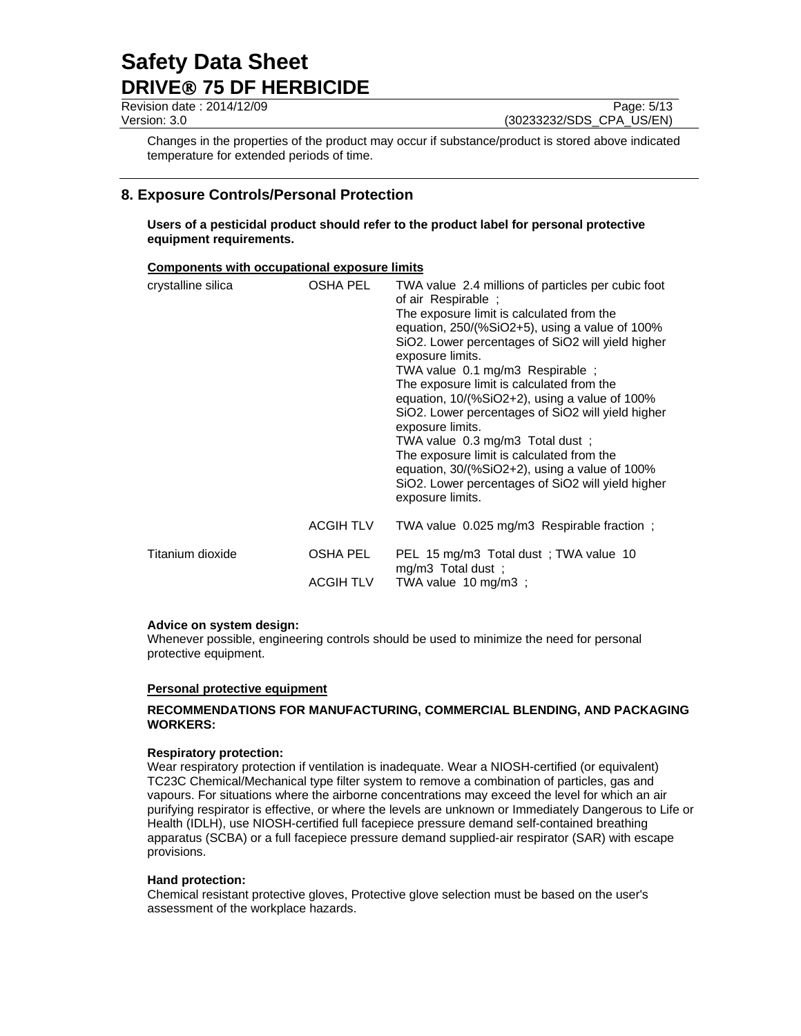Changes in the properties of the product may occur if substance/product is stored above indicated temperature for extended periods of time.

## 8. Exposure Controls/Personal Protection

**Users of a pesticidal product should refer to the product label for personal protective equipment requirements.**

**Components with occupational exposure limits**

| Component | Type | Value |
|---|---|---|
| crystalline silica | OSHA PEL | TWA value 2.4 millions of particles per cubic foot of air Respirable ; The exposure limit is calculated from the equation, 250/(%SiO2+5), using a value of 100% SiO2. Lower percentages of SiO2 will yield higher exposure limits. TWA value 0.1 mg/m3 Respirable ; The exposure limit is calculated from the equation, 10/(%SiO2+2), using a value of 100% SiO2. Lower percentages of SiO2 will yield higher exposure limits. TWA value 0.3 mg/m3 Total dust ; The exposure limit is calculated from the equation, 30/(%SiO2+2), using a value of 100% SiO2. Lower percentages of SiO2 will yield higher exposure limits. |
| | ACGIH TLV | TWA value 0.025 mg/m3 Respirable fraction ; |
| Titanium dioxide | OSHA PEL | PEL 15 mg/m3 Total dust ; TWA value 10 mg/m3 Total dust ; |
| | ACGIH TLV | TWA value 10 mg/m3 ; |

**Advice on system design:**
Whenever possible, engineering controls should be used to minimize the need for personal protective equipment.

**Personal protective equipment**

**RECOMMENDATIONS FOR MANUFACTURING, COMMERCIAL BLENDING, AND PACKAGING WORKERS:**

**Respiratory protection:**
Wear respiratory protection if ventilation is inadequate. Wear a NIOSH-certified (or equivalent) TC23C Chemical/Mechanical type filter system to remove a combination of particles, gas and vapours. For situations where the airborne concentrations may exceed the level for which an air purifying respirator is effective, or where the levels are unknown or Immediately Dangerous to Life or Health (IDLH), use NIOSH-certified full facepiece pressure demand self-contained breathing apparatus (SCBA) or a full facepiece pressure demand supplied-air respirator (SAR) with escape provisions.

**Hand protection:**
Chemical resistant protective gloves, Protective glove selection must be based on the user's assessment of the workplace hazards.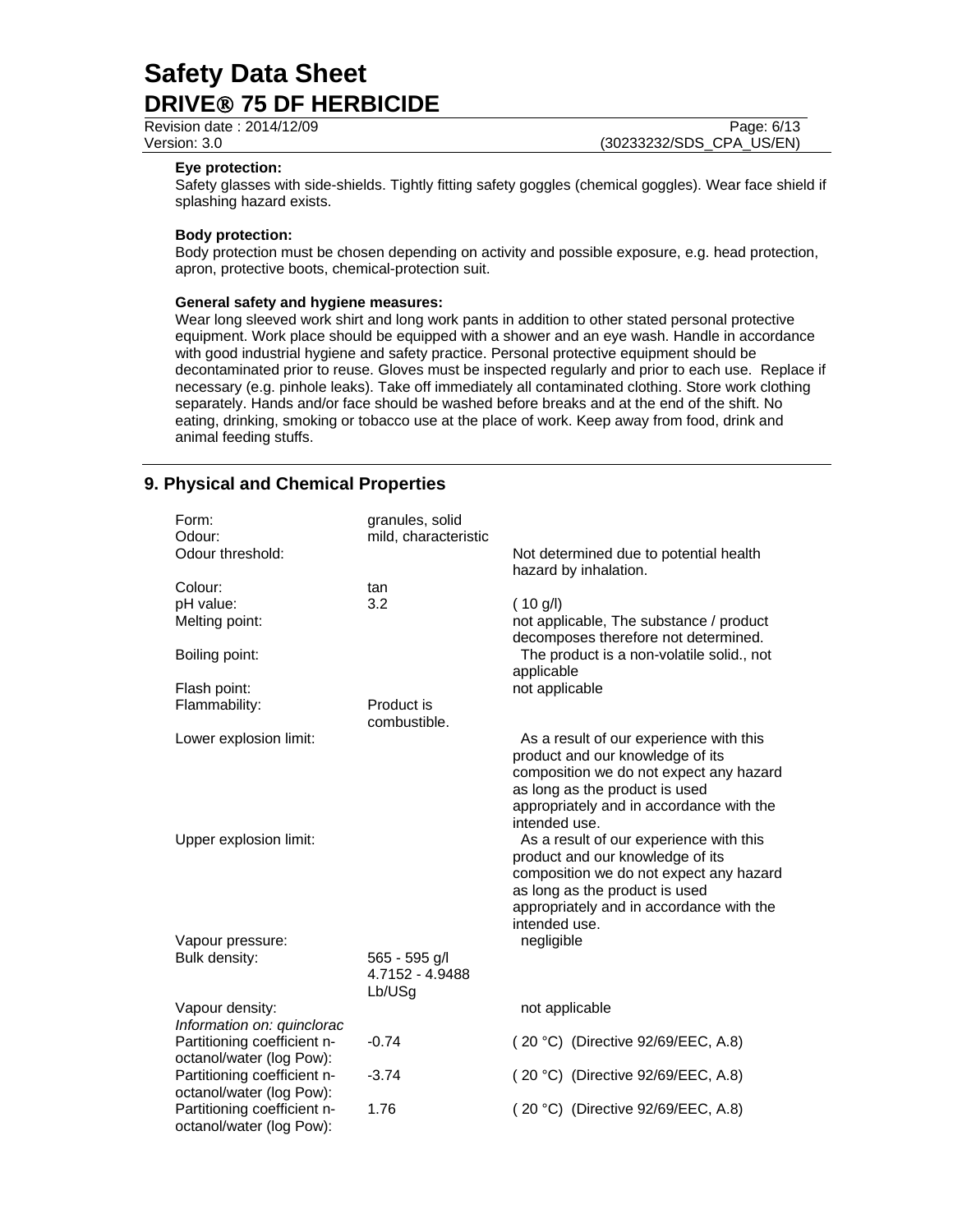**Eye protection:**
Safety glasses with side-shields. Tightly fitting safety goggles (chemical goggles). Wear face shield if splashing hazard exists.

**Body protection:**
Body protection must be chosen depending on activity and possible exposure, e.g. head protection, apron, protective boots, chemical-protection suit.

**General safety and hygiene measures:**
Wear long sleeved work shirt and long work pants in addition to other stated personal protective equipment. Work place should be equipped with a shower and an eye wash. Handle in accordance with good industrial hygiene and safety practice. Personal protective equipment should be decontaminated prior to reuse. Gloves must be inspected regularly and prior to each use. Replace if necessary (e.g. pinhole leaks). Take off immediately all contaminated clothing. Store work clothing separately. Hands and/or face should be washed before breaks and at the end of the shift. No eating, drinking, smoking or tobacco use at the place of work. Keep away from food, drink and animal feeding stuffs.

## 9. Physical and Chemical Properties

| | | |
|---|---|---|
| Form: | granules, solid | |
| Odour: | mild, characteristic | |
| Odour threshold: | | Not determined due to potential health hazard by inhalation. |
| Colour: | tan | |
| pH value: | 3.2 | ( 10 g/l) |
| Melting point: | | not applicable, The substance / product decomposes therefore not determined. |
| Boiling point: | | The product is a non-volatile solid., not applicable |
| Flash point: | | not applicable |
| Flammability: | Product is combustible. | |
| Lower explosion limit: | | As a result of our experience with this product and our knowledge of its composition we do not expect any hazard as long as the product is used appropriately and in accordance with the intended use. |
| Upper explosion limit: | | As a result of our experience with this product and our knowledge of its composition we do not expect any hazard as long as the product is used appropriately and in accordance with the intended use. |
| Vapour pressure: | | negligible |
| Bulk density: | 565 - 595 g/l 4.7152 - 4.9488 Lb/USg | |
| Vapour density: | | not applicable |
| *Information on: quinclorac* | | |
| Partitioning coefficient n-octanol/water (log Pow): | -0.74 | ( 20 °C) (Directive 92/69/EEC, A.8) |
| Partitioning coefficient n-octanol/water (log Pow): | -3.74 | ( 20 °C) (Directive 92/69/EEC, A.8) |
| Partitioning coefficient n-octanol/water (log Pow): | 1.76 | ( 20 °C) (Directive 92/69/EEC, A.8) |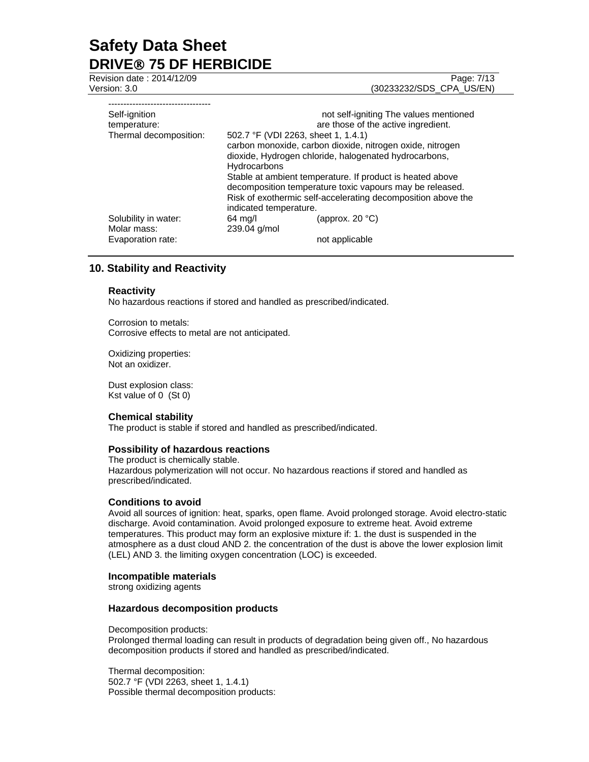----------------------------------

| | | |
|---|---|---|
| Self-ignition temperature: | | not self-igniting The values mentioned are those of the active ingredient. |
| Thermal decomposition: | 502.7 °F (VDI 2263, sheet 1, 1.4.1) carbon monoxide, carbon dioxide, nitrogen oxide, nitrogen dioxide, Hydrogen chloride, halogenated hydrocarbons, Hydrocarbons Stable at ambient temperature. If product is heated above decomposition temperature toxic vapours may be released. Risk of exothermic self-accelerating decomposition above the indicated temperature. | |
| Solubility in water: | 64 mg/l | (approx. 20 °C) |
| Molar mass: | 239.04 g/mol | |
| Evaporation rate: | | not applicable |

## 10. Stability and Reactivity

### Reactivity

No hazardous reactions if stored and handled as prescribed/indicated.

Corrosion to metals:
Corrosive effects to metal are not anticipated.

Oxidizing properties:
Not an oxidizer.

Dust explosion class:
Kst value of 0 (St 0)

### Chemical stability

The product is stable if stored and handled as prescribed/indicated.

### Possibility of hazardous reactions

The product is chemically stable.
Hazardous polymerization will not occur. No hazardous reactions if stored and handled as prescribed/indicated.

### Conditions to avoid

Avoid all sources of ignition: heat, sparks, open flame. Avoid prolonged storage. Avoid electro-static discharge. Avoid contamination. Avoid prolonged exposure to extreme heat. Avoid extreme temperatures. This product may form an explosive mixture if: 1. the dust is suspended in the atmosphere as a dust cloud AND 2. the concentration of the dust is above the lower explosion limit (LEL) AND 3. the limiting oxygen concentration (LOC) is exceeded.

### Incompatible materials

strong oxidizing agents

### Hazardous decomposition products

Decomposition products:
Prolonged thermal loading can result in products of degradation being given off., No hazardous decomposition products if stored and handled as prescribed/indicated.

Thermal decomposition:
502.7 °F (VDI 2263, sheet 1, 1.4.1)
Possible thermal decomposition products: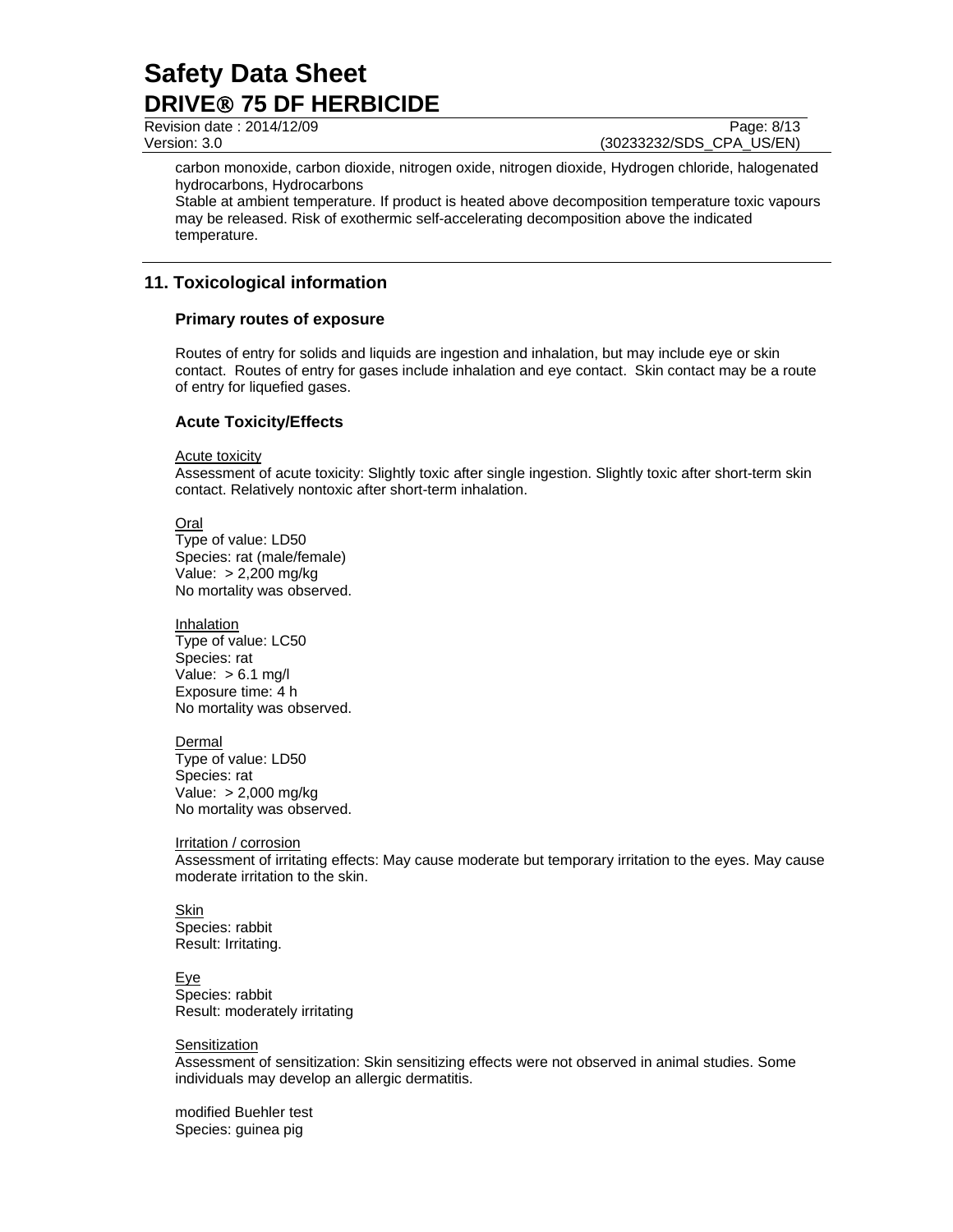carbon monoxide, carbon dioxide, nitrogen oxide, nitrogen dioxide, Hydrogen chloride, halogenated hydrocarbons, Hydrocarbons
Stable at ambient temperature. If product is heated above decomposition temperature toxic vapours may be released. Risk of exothermic self-accelerating decomposition above the indicated temperature.

## 11. Toxicological information

### Primary routes of exposure

Routes of entry for solids and liquids are ingestion and inhalation, but may include eye or skin contact. Routes of entry for gases include inhalation and eye contact. Skin contact may be a route of entry for liquefied gases.

### Acute Toxicity/Effects

Acute toxicity
Assessment of acute toxicity: Slightly toxic after single ingestion. Slightly toxic after short-term skin contact. Relatively nontoxic after short-term inhalation.

Oral
Type of value: LD50
Species: rat (male/female)
Value: > 2,200 mg/kg
No mortality was observed.

Inhalation
Type of value: LC50
Species: rat
Value: > 6.1 mg/l
Exposure time: 4 h
No mortality was observed.

Dermal
Type of value: LD50
Species: rat
Value: > 2,000 mg/kg
No mortality was observed.

Irritation / corrosion
Assessment of irritating effects: May cause moderate but temporary irritation to the eyes. May cause moderate irritation to the skin.

Skin
Species: rabbit
Result: Irritating.

Eye
Species: rabbit
Result: moderately irritating

Sensitization
Assessment of sensitization: Skin sensitizing effects were not observed in animal studies. Some individuals may develop an allergic dermatitis.

modified Buehler test
Species: guinea pig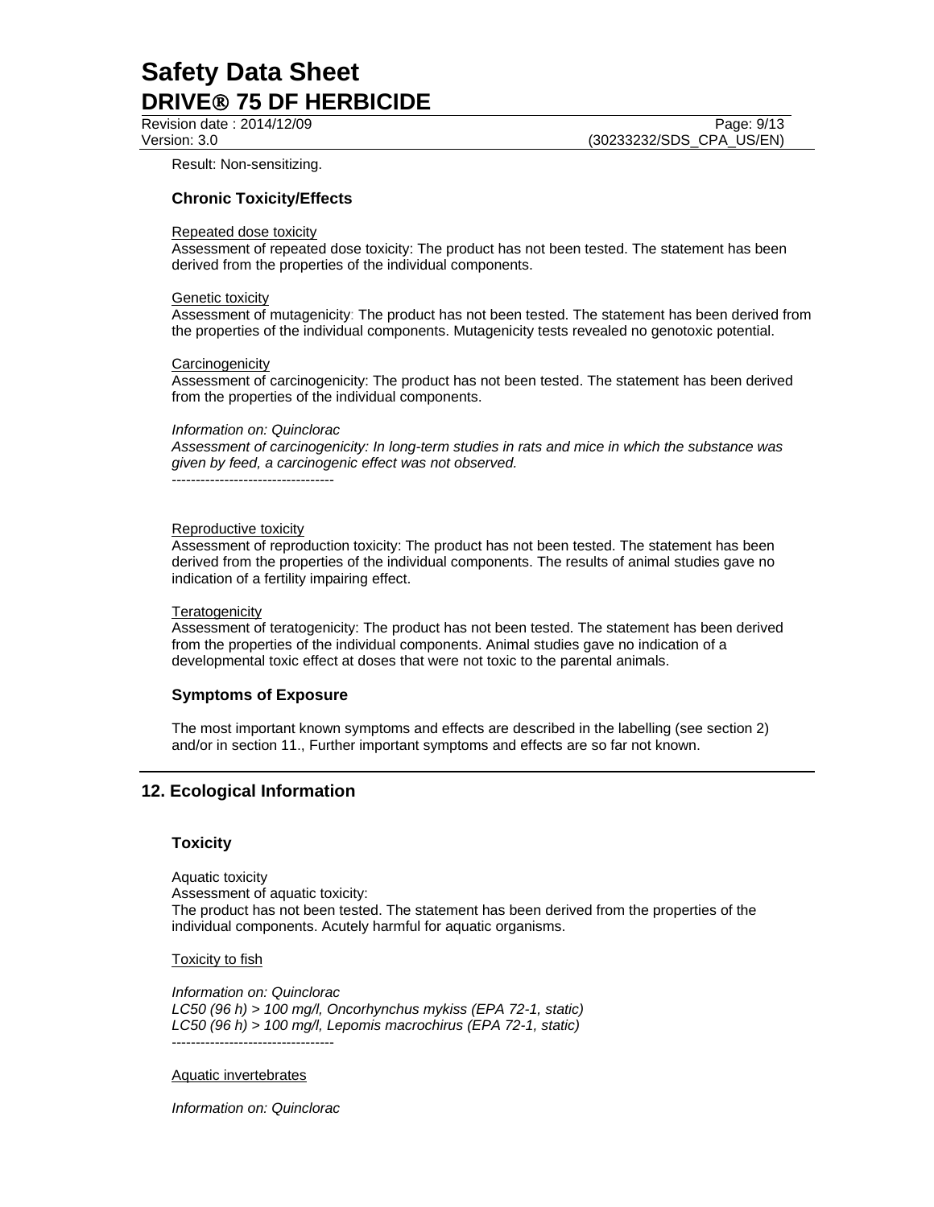Result: Non-sensitizing.

### Chronic Toxicity/Effects

Repeated dose toxicity

Assessment of repeated dose toxicity: The product has not been tested. The statement has been derived from the properties of the individual components.

Genetic toxicity

Assessment of mutagenicity: The product has not been tested. The statement has been derived from the properties of the individual components. Mutagenicity tests revealed no genotoxic potential.

Carcinogenicity

Assessment of carcinogenicity: The product has not been tested. The statement has been derived from the properties of the individual components.

*Information on: Quinclorac*
*Assessment of carcinogenicity: In long-term studies in rats and mice in which the substance was given by feed, a carcinogenic effect was not observed.*
----------------------------------

Reproductive toxicity

Assessment of reproduction toxicity: The product has not been tested. The statement has been derived from the properties of the individual components. The results of animal studies gave no indication of a fertility impairing effect.

Teratogenicity

Assessment of teratogenicity: The product has not been tested. The statement has been derived from the properties of the individual components. Animal studies gave no indication of a developmental toxic effect at doses that were not toxic to the parental animals.

### Symptoms of Exposure

The most important known symptoms and effects are described in the labelling (see section 2) and/or in section 11., Further important symptoms and effects are so far not known.

## 12. Ecological Information

### Toxicity

Aquatic toxicity
Assessment of aquatic toxicity:
The product has not been tested. The statement has been derived from the properties of the individual components. Acutely harmful for aquatic organisms.

Toxicity to fish

*Information on: Quinclorac*
*LC50 (96 h) > 100 mg/l, Oncorhynchus mykiss (EPA 72-1, static)*
*LC50 (96 h) > 100 mg/l, Lepomis macrochirus (EPA 72-1, static)*
----------------------------------

Aquatic invertebrates

*Information on: Quinclorac*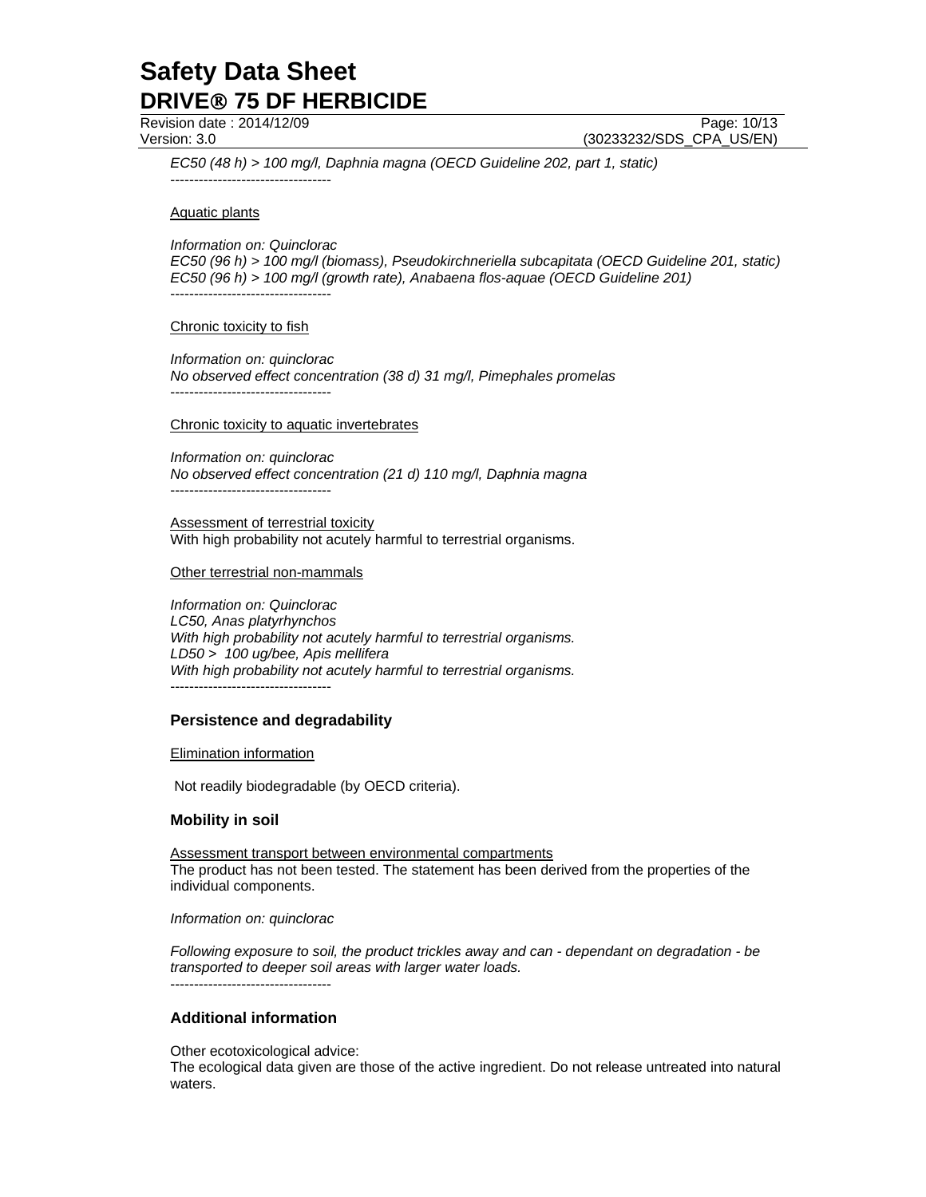*EC50 (48 h) > 100 mg/l, Daphnia magna (OECD Guideline 202, part 1, static)*
----------------------------------

Aquatic plants

*Information on: Quinclorac*
*EC50 (96 h) > 100 mg/l (biomass), Pseudokirchneriella subcapitata (OECD Guideline 201, static)*
*EC50 (96 h) > 100 mg/l (growth rate), Anabaena flos-aquae (OECD Guideline 201)*
----------------------------------

Chronic toxicity to fish

*Information on: quinclorac*
*No observed effect concentration (38 d) 31 mg/l, Pimephales promelas*
----------------------------------

Chronic toxicity to aquatic invertebrates

*Information on: quinclorac*
*No observed effect concentration (21 d) 110 mg/l, Daphnia magna*
----------------------------------

Assessment of terrestrial toxicity
With high probability not acutely harmful to terrestrial organisms.

Other terrestrial non-mammals

*Information on: Quinclorac*
*LC50, Anas platyrhynchos*
*With high probability not acutely harmful to terrestrial organisms.*
*LD50 > 100 ug/bee, Apis mellifera*
*With high probability not acutely harmful to terrestrial organisms.*
----------------------------------

## Persistence and degradability

Elimination information

Not readily biodegradable (by OECD criteria).

## Mobility in soil

Assessment transport between environmental compartments
The product has not been tested. The statement has been derived from the properties of the individual components.

*Information on: quinclorac*

*Following exposure to soil, the product trickles away and can - dependant on degradation - be transported to deeper soil areas with larger water loads.*
----------------------------------

## Additional information

Other ecotoxicological advice:
The ecological data given are those of the active ingredient. Do not release untreated into natural waters.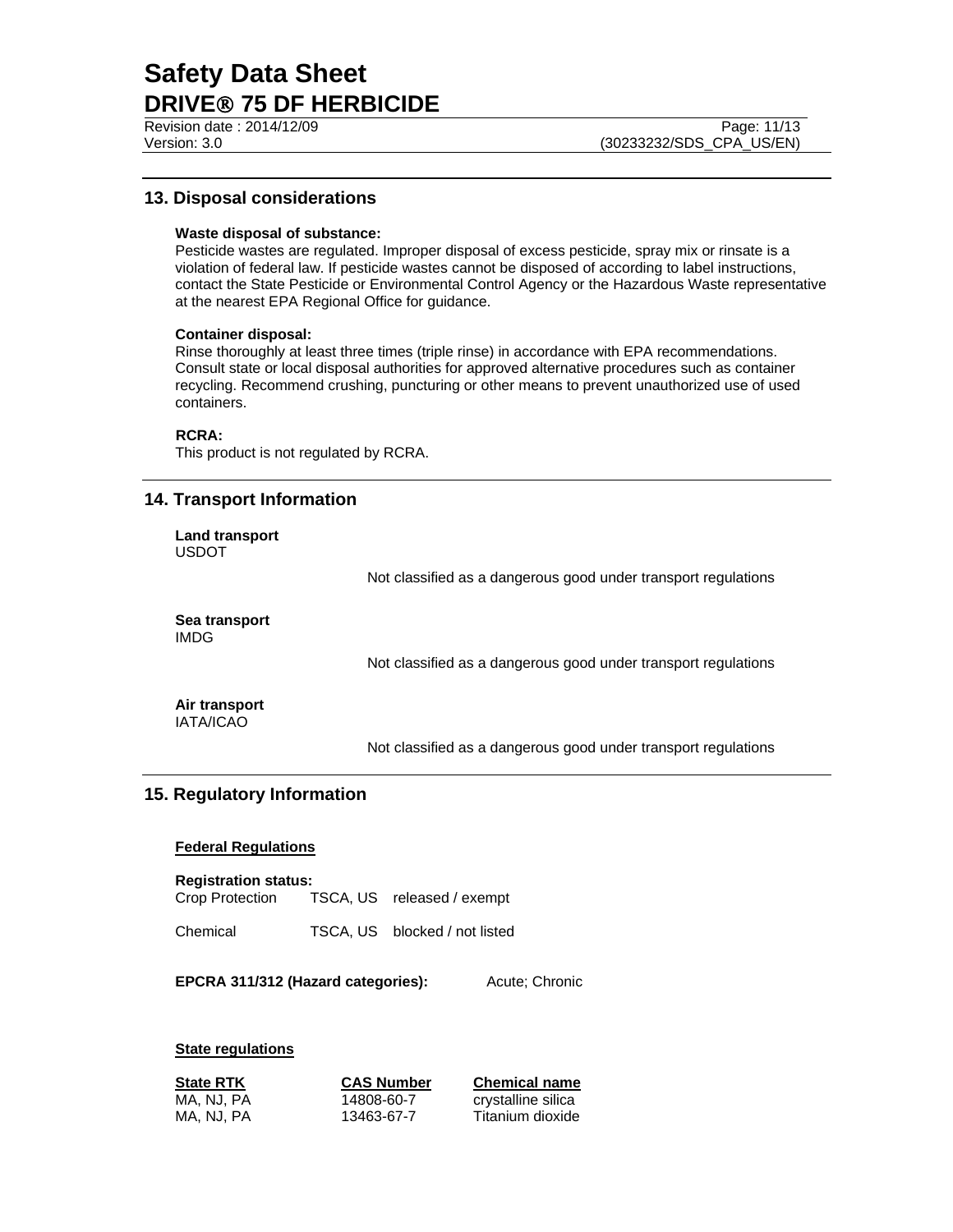## 13. Disposal considerations

**Waste disposal of substance:**
Pesticide wastes are regulated. Improper disposal of excess pesticide, spray mix or rinsate is a violation of federal law. If pesticide wastes cannot be disposed of according to label instructions, contact the State Pesticide or Environmental Control Agency or the Hazardous Waste representative at the nearest EPA Regional Office for guidance.

**Container disposal:**
Rinse thoroughly at least three times (triple rinse) in accordance with EPA recommendations. Consult state or local disposal authorities for approved alternative procedures such as container recycling. Recommend crushing, puncturing or other means to prevent unauthorized use of used containers.

**RCRA:**
This product is not regulated by RCRA.

## 14. Transport Information

**Land transport**
USDOT

Not classified as a dangerous good under transport regulations

**Sea transport**
IMDG

Not classified as a dangerous good under transport regulations

**Air transport**
IATA/ICAO

Not classified as a dangerous good under transport regulations

## 15. Regulatory Information

**Federal Regulations**

**Registration status:**

| | | |
|---|---|---|
| Crop Protection | TSCA, US | released / exempt |
| Chemical | TSCA, US | blocked / not listed |

**EPCRA 311/312 (Hazard categories):** Acute; Chronic

**State regulations**

| State RTK | CAS Number | Chemical name |
|---|---|---|
| MA, NJ, PA | 14808-60-7 | crystalline silica |
| MA, NJ, PA | 13463-67-7 | Titanium dioxide |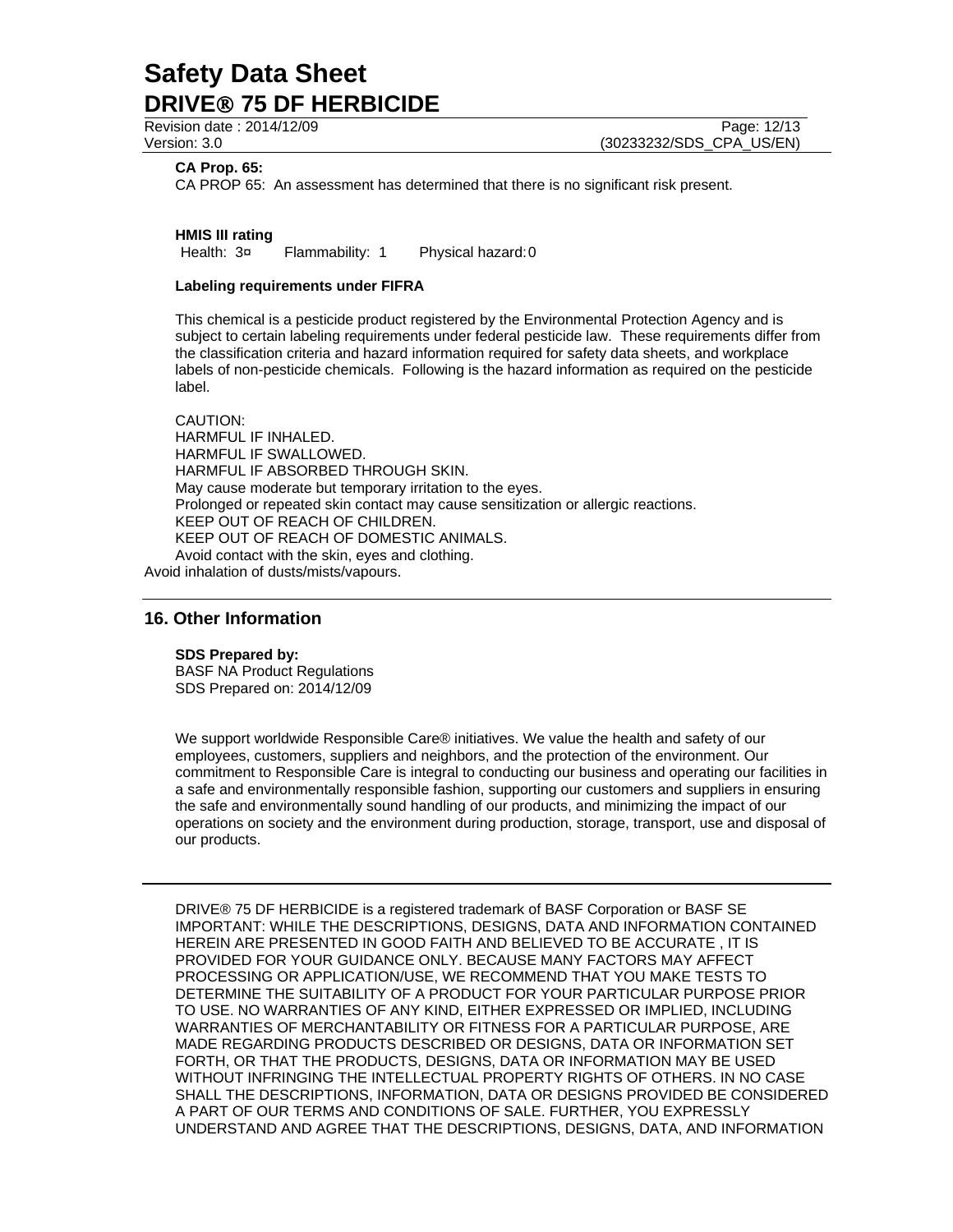**CA Prop. 65:**

CA PROP 65: An assessment has determined that there is no significant risk present.

**HMIS III rating**

Health: 3¤ Flammability: 1 Physical hazard: 0

**Labeling requirements under FIFRA**

This chemical is a pesticide product registered by the Environmental Protection Agency and is subject to certain labeling requirements under federal pesticide law. These requirements differ from the classification criteria and hazard information required for safety data sheets, and workplace labels of non-pesticide chemicals. Following is the hazard information as required on the pesticide label.

CAUTION:
HARMFUL IF INHALED.
HARMFUL IF SWALLOWED.
HARMFUL IF ABSORBED THROUGH SKIN.
May cause moderate but temporary irritation to the eyes.
Prolonged or repeated skin contact may cause sensitization or allergic reactions.
KEEP OUT OF REACH OF CHILDREN.
KEEP OUT OF REACH OF DOMESTIC ANIMALS.
Avoid contact with the skin, eyes and clothing.
Avoid inhalation of dusts/mists/vapours.

## 16. Other Information

**SDS Prepared by:**
BASF NA Product Regulations
SDS Prepared on: 2014/12/09

We support worldwide Responsible Care® initiatives. We value the health and safety of our employees, customers, suppliers and neighbors, and the protection of the environment. Our commitment to Responsible Care is integral to conducting our business and operating our facilities in a safe and environmentally responsible fashion, supporting our customers and suppliers in ensuring the safe and environmentally sound handling of our products, and minimizing the impact of our operations on society and the environment during production, storage, transport, use and disposal of our products.

---

DRIVE® 75 DF HERBICIDE is a registered trademark of BASF Corporation or BASF SE
IMPORTANT: WHILE THE DESCRIPTIONS, DESIGNS, DATA AND INFORMATION CONTAINED HEREIN ARE PRESENTED IN GOOD FAITH AND BELIEVED TO BE ACCURATE , IT IS PROVIDED FOR YOUR GUIDANCE ONLY. BECAUSE MANY FACTORS MAY AFFECT PROCESSING OR APPLICATION/USE, WE RECOMMEND THAT YOU MAKE TESTS TO DETERMINE THE SUITABILITY OF A PRODUCT FOR YOUR PARTICULAR PURPOSE PRIOR TO USE. NO WARRANTIES OF ANY KIND, EITHER EXPRESSED OR IMPLIED, INCLUDING WARRANTIES OF MERCHANTABILITY OR FITNESS FOR A PARTICULAR PURPOSE, ARE MADE REGARDING PRODUCTS DESCRIBED OR DESIGNS, DATA OR INFORMATION SET FORTH, OR THAT THE PRODUCTS, DESIGNS, DATA OR INFORMATION MAY BE USED WITHOUT INFRINGING THE INTELLECTUAL PROPERTY RIGHTS OF OTHERS. IN NO CASE SHALL THE DESCRIPTIONS, INFORMATION, DATA OR DESIGNS PROVIDED BE CONSIDERED A PART OF OUR TERMS AND CONDITIONS OF SALE. FURTHER, YOU EXPRESSLY UNDERSTAND AND AGREE THAT THE DESCRIPTIONS, DESIGNS, DATA, AND INFORMATION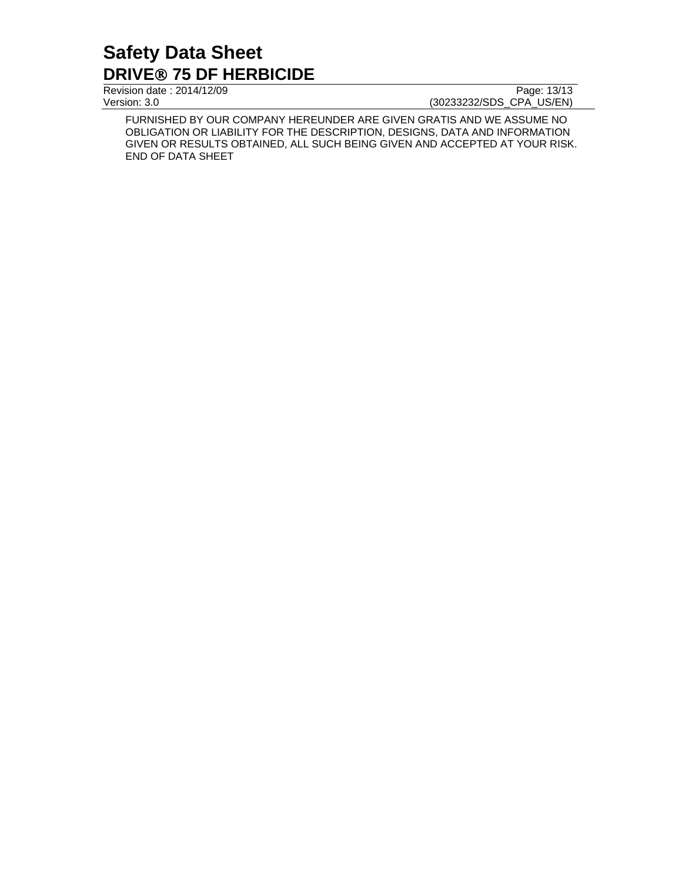FURNISHED BY OUR COMPANY HEREUNDER ARE GIVEN GRATIS AND WE ASSUME NO OBLIGATION OR LIABILITY FOR THE DESCRIPTION, DESIGNS, DATA AND INFORMATION GIVEN OR RESULTS OBTAINED, ALL SUCH BEING GIVEN AND ACCEPTED AT YOUR RISK.
END OF DATA SHEET